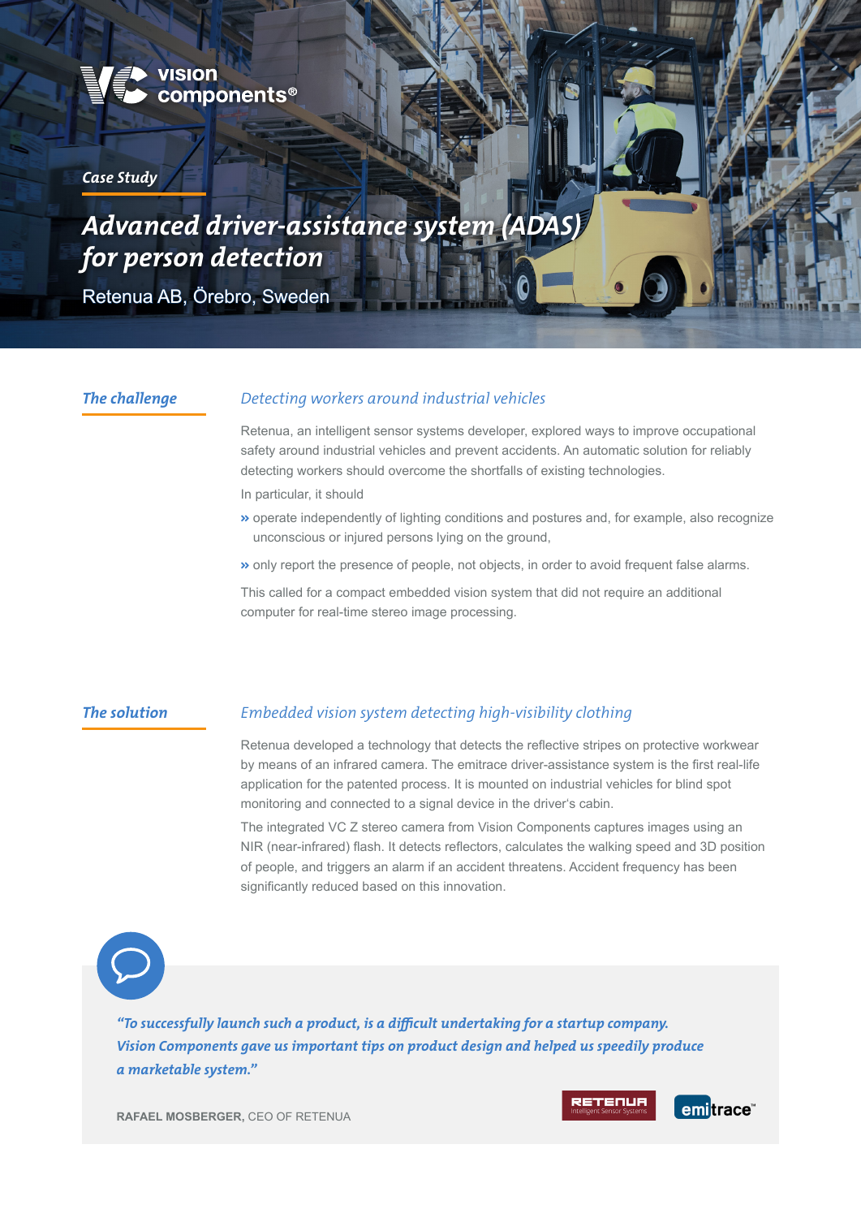vision components®

*Case Study*

# *Advanced driver-assistance system (ADAS) for person detection*

Retenua AB, Örebro, Sweden

## *The challenge*

### *Detecting workers around industrial vehicles*

Retenua, an intelligent sensor systems developer, explored ways to improve occupational safety around industrial vehicles and prevent accidents. An automatic solution for reliably detecting workers should overcome the shortfalls of existing technologies.

In particular, it should

- operate independently of lighting conditions and postures and, for example, also recognize unconscious or injured persons lying on the ground,
- only report the presence of people, not objects, in order to avoid frequent false alarms.

This called for a compact embedded vision system that did not require an additional computer for real-time stereo image processing.

## *The solution*

### *Embedded vision system detecting high-visibility clothing*

Retenua developed a technology that detects the reflective stripes on protective workwear by means of an infrared camera. The emitrace driver-assistance system is the first real-life application for the patented process. It is mounted on industrial vehicles for blind spot monitoring and connected to a signal device in the driver's cabin.

The integrated VC Z stereo camera from Vision Components captures images using an NIR (near-infrared) flash. It detects reflectors, calculates the walking speed and 3D position of people, and triggers an alarm if an accident threatens. Accident frequency has been significantly reduced based on this innovation.

> ***"To successfully launch such a product, is a difficult undertaking for a startup company. Vision Components gave us important tips on product design and helped us speedily produce a marketable system."***
>
> **RAFAEL MOSBERGER,** CEO OF RETENUA

RETENUA Intelligent Sensor Systems

emitrace™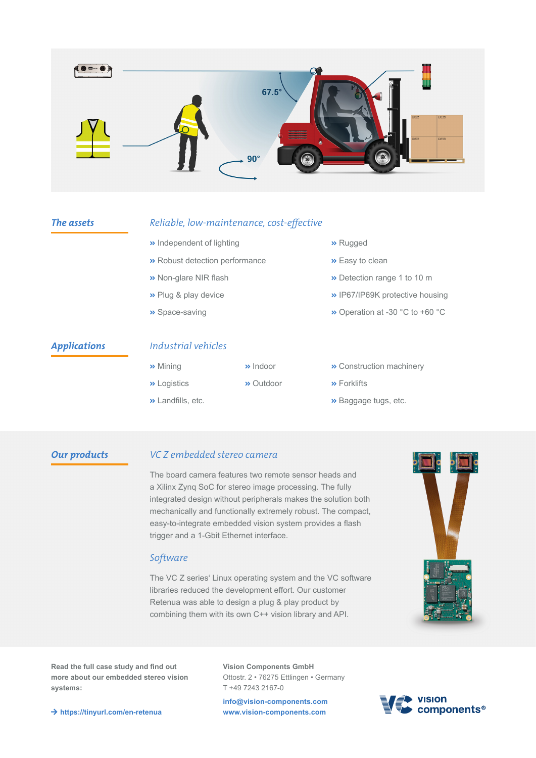67.5°

90°

## The assets

### Reliable, low-maintenance, cost-effective

- » Independent of lighting
- » Robust detection performance
- » Non-glare NIR flash
- » Plug & play device
- » Space-saving
- » Rugged
- » Easy to clean
- » Detection range 1 to 10 m
- » IP67/IP69K protective housing
- » Operation at -30 °C to +60 °C

## Applications

### Industrial vehicles

- » Mining
- » Logistics
- » Landfills, etc.
- » Indoor
- » Outdoor
- » Construction machinery
- » Forklifts
- » Baggage tugs, etc.

## Our products

### VC Z embedded stereo camera

The board camera features two remote sensor heads and a Xilinx Zynq SoC for stereo image processing. The fully integrated design without peripherals makes the solution both mechanically and functionally extremely robust. The compact, easy-to-integrate embedded vision system provides a flash trigger and a 1-Gbit Ethernet interface.

### Software

The VC Z series' Linux operating system and the VC software libraries reduced the development effort. Our customer Retenua was able to design a plug & play product by combining them with its own C++ vision library and API.

**Read the full case study and find out more about our embedded stereo vision systems:**

→ https://tinyurl.com/en-retenua

**Vision Components GmbH**
Ottostr. 2 • 76275 Ettlingen • Germany
T +49 7243 2167-0

info@vision-components.com
www.vision-components.com

vision components®